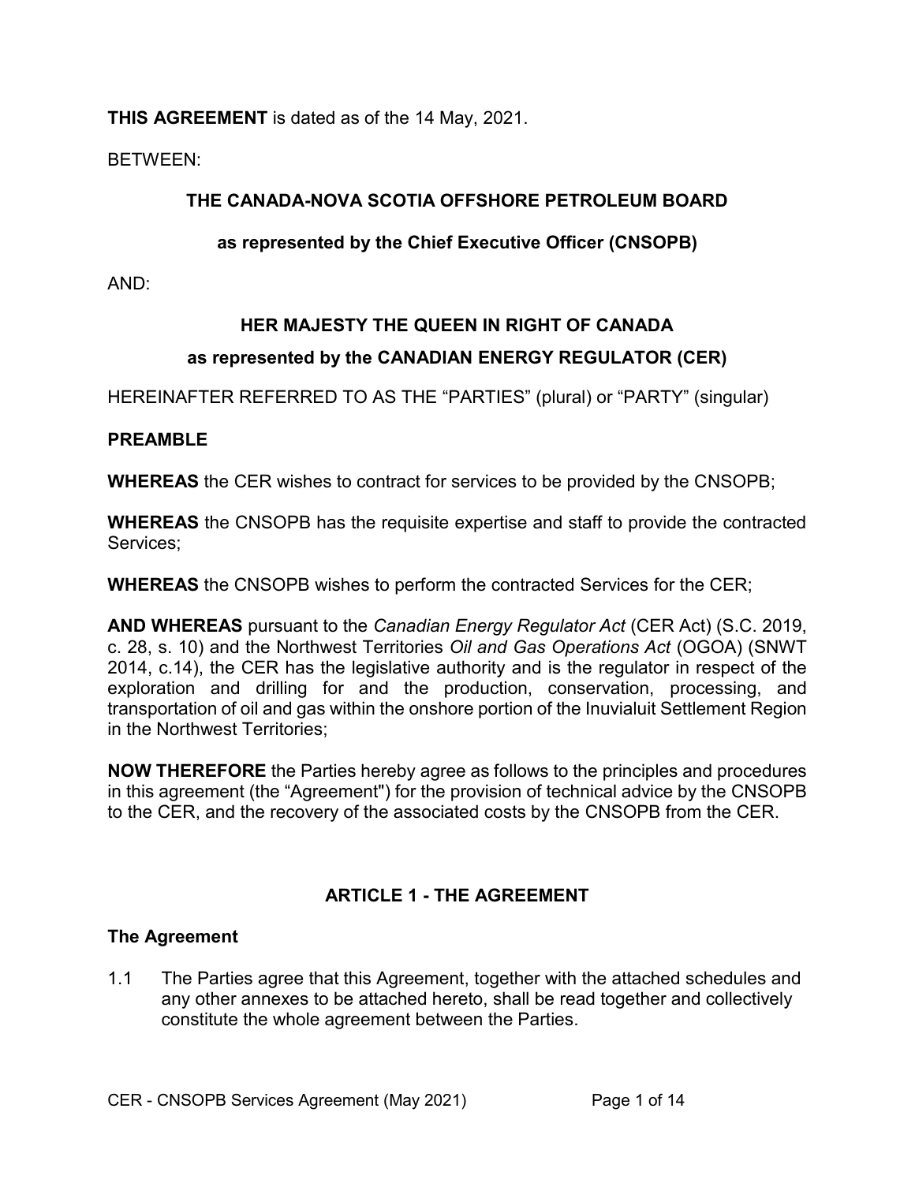**THIS AGREEMENT** is dated as of the 14 May, 2021.

BETWEEN:

**THE CANADA-NOVA SCOTIA OFFSHORE PETROLEUM BOARD**

**as represented by the Chief Executive Officer (CNSOPB)**

AND:

**HER MAJESTY THE QUEEN IN RIGHT OF CANADA**

**as represented by the CANADIAN ENERGY REGULATOR (CER)**

HEREINAFTER REFERRED TO AS THE "PARTIES" (plural) or "PARTY" (singular)

**PREAMBLE**

**WHEREAS** the CER wishes to contract for services to be provided by the CNSOPB;

**WHEREAS** the CNSOPB has the requisite expertise and staff to provide the contracted Services;

**WHEREAS** the CNSOPB wishes to perform the contracted Services for the CER;

**AND WHEREAS** pursuant to the *Canadian Energy Regulator Act* (CER Act) (S.C. 2019, c. 28, s. 10) and the Northwest Territories *Oil and Gas Operations Act* (OGOA) (SNWT 2014, c.14), the CER has the legislative authority and is the regulator in respect of the exploration and drilling for and the production, conservation, processing, and transportation of oil and gas within the onshore portion of the Inuvialuit Settlement Region in the Northwest Territories;

**NOW THEREFORE** the Parties hereby agree as follows to the principles and procedures in this agreement (the "Agreement") for the provision of technical advice by the CNSOPB to the CER, and the recovery of the associated costs by the CNSOPB from the CER.

## ARTICLE 1 - THE AGREEMENT

### The Agreement

1.1 The Parties agree that this Agreement, together with the attached schedules and any other annexes to be attached hereto, shall be read together and collectively constitute the whole agreement between the Parties.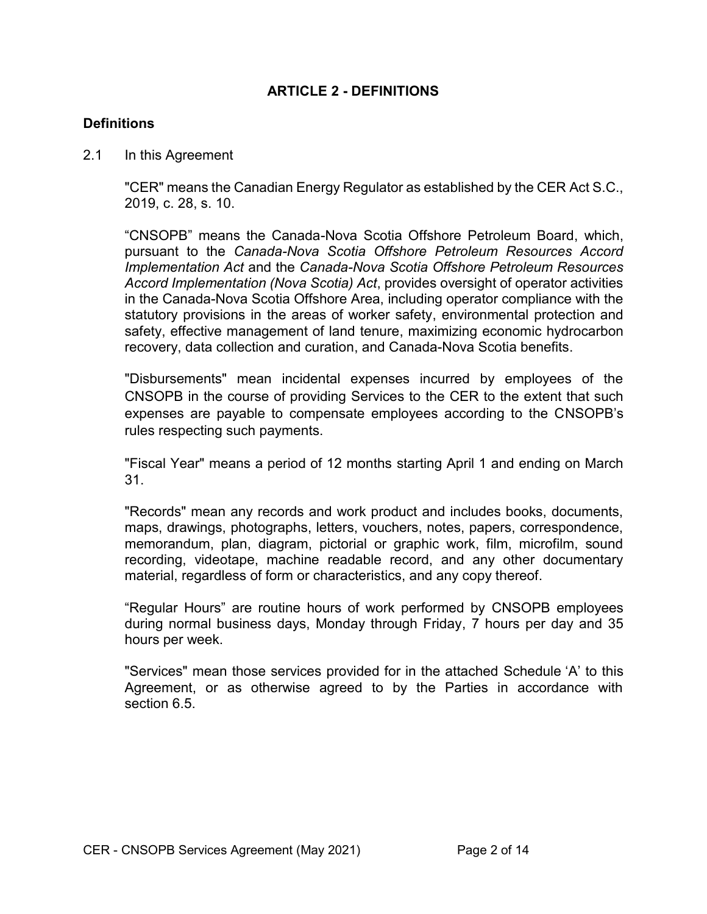## ARTICLE 2 - DEFINITIONS

### Definitions

2.1 In this Agreement

"CER" means the Canadian Energy Regulator as established by the CER Act S.C., 2019, c. 28, s. 10.

“CNSOPB” means the Canada-Nova Scotia Offshore Petroleum Board, which, pursuant to the *Canada-Nova Scotia Offshore Petroleum Resources Accord Implementation Act* and the *Canada-Nova Scotia Offshore Petroleum Resources Accord Implementation (Nova Scotia) Act*, provides oversight of operator activities in the Canada-Nova Scotia Offshore Area, including operator compliance with the statutory provisions in the areas of worker safety, environmental protection and safety, effective management of land tenure, maximizing economic hydrocarbon recovery, data collection and curation, and Canada-Nova Scotia benefits.

"Disbursements" mean incidental expenses incurred by employees of the CNSOPB in the course of providing Services to the CER to the extent that such expenses are payable to compensate employees according to the CNSOPB’s rules respecting such payments.

"Fiscal Year" means a period of 12 months starting April 1 and ending on March 31.

"Records" mean any records and work product and includes books, documents, maps, drawings, photographs, letters, vouchers, notes, papers, correspondence, memorandum, plan, diagram, pictorial or graphic work, film, microfilm, sound recording, videotape, machine readable record, and any other documentary material, regardless of form or characteristics, and any copy thereof.

“Regular Hours” are routine hours of work performed by CNSOPB employees during normal business days, Monday through Friday, 7 hours per day and 35 hours per week.

"Services" mean those services provided for in the attached Schedule ‘A’ to this Agreement, or as otherwise agreed to by the Parties in accordance with section 6.5.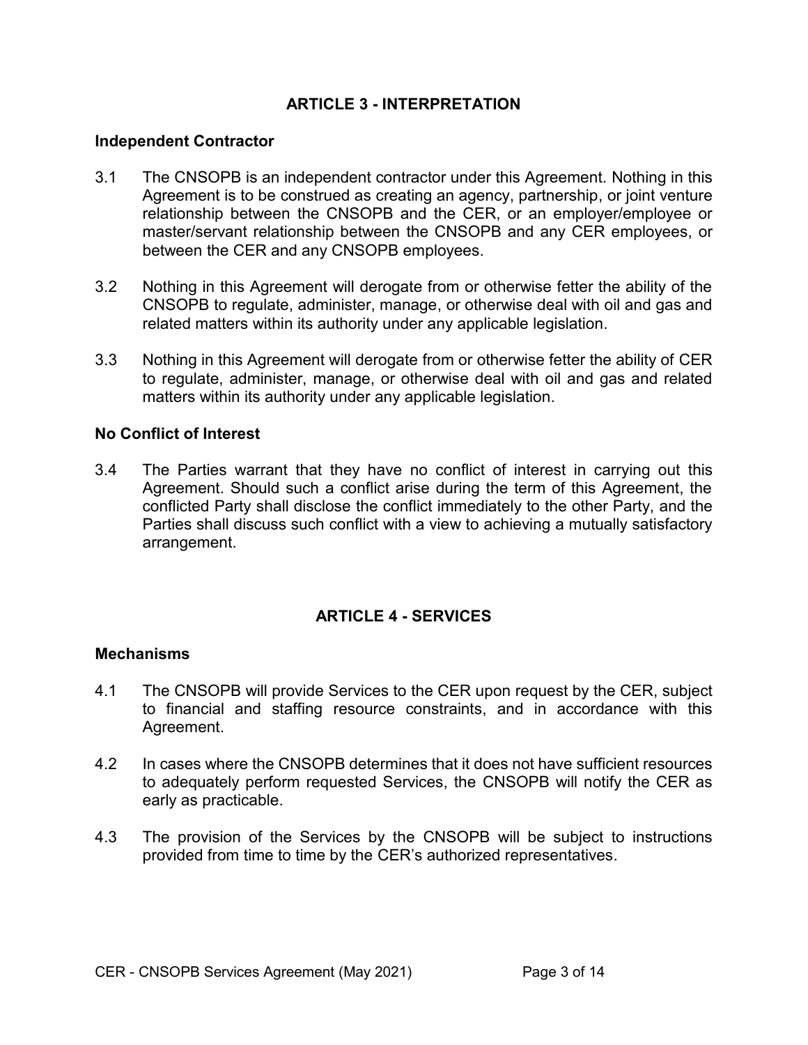## ARTICLE 3 - INTERPRETATION

### Independent Contractor

3.1 The CNSOPB is an independent contractor under this Agreement. Nothing in this Agreement is to be construed as creating an agency, partnership, or joint venture relationship between the CNSOPB and the CER, or an employer/employee or master/servant relationship between the CNSOPB and any CER employees, or between the CER and any CNSOPB employees.

3.2 Nothing in this Agreement will derogate from or otherwise fetter the ability of the CNSOPB to regulate, administer, manage, or otherwise deal with oil and gas and related matters within its authority under any applicable legislation.

3.3 Nothing in this Agreement will derogate from or otherwise fetter the ability of CER to regulate, administer, manage, or otherwise deal with oil and gas and related matters within its authority under any applicable legislation.

### No Conflict of Interest

3.4 The Parties warrant that they have no conflict of interest in carrying out this Agreement. Should such a conflict arise during the term of this Agreement, the conflicted Party shall disclose the conflict immediately to the other Party, and the Parties shall discuss such conflict with a view to achieving a mutually satisfactory arrangement.

## ARTICLE 4 - SERVICES

### Mechanisms

4.1 The CNSOPB will provide Services to the CER upon request by the CER, subject to financial and staffing resource constraints, and in accordance with this Agreement.

4.2 In cases where the CNSOPB determines that it does not have sufficient resources to adequately perform requested Services, the CNSOPB will notify the CER as early as practicable.

4.3 The provision of the Services by the CNSOPB will be subject to instructions provided from time to time by the CER's authorized representatives.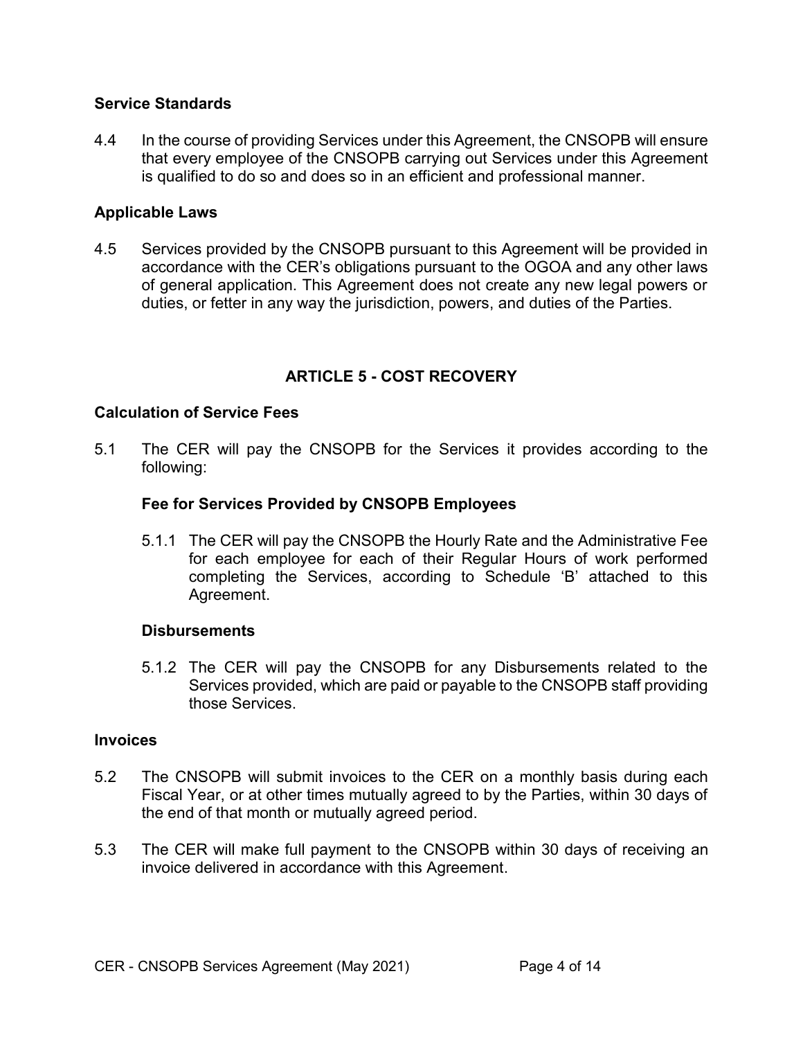**Service Standards**

4.4 In the course of providing Services under this Agreement, the CNSOPB will ensure that every employee of the CNSOPB carrying out Services under this Agreement is qualified to do so and does so in an efficient and professional manner.

**Applicable Laws**

4.5 Services provided by the CNSOPB pursuant to this Agreement will be provided in accordance with the CER's obligations pursuant to the OGOA and any other laws of general application. This Agreement does not create any new legal powers or duties, or fetter in any way the jurisdiction, powers, and duties of the Parties.

## ARTICLE 5 - COST RECOVERY

**Calculation of Service Fees**

5.1 The CER will pay the CNSOPB for the Services it provides according to the following:

**Fee for Services Provided by CNSOPB Employees**

5.1.1 The CER will pay the CNSOPB the Hourly Rate and the Administrative Fee for each employee for each of their Regular Hours of work performed completing the Services, according to Schedule 'B' attached to this Agreement.

**Disbursements**

5.1.2 The CER will pay the CNSOPB for any Disbursements related to the Services provided, which are paid or payable to the CNSOPB staff providing those Services.

**Invoices**

5.2 The CNSOPB will submit invoices to the CER on a monthly basis during each Fiscal Year, or at other times mutually agreed to by the Parties, within 30 days of the end of that month or mutually agreed period.

5.3 The CER will make full payment to the CNSOPB within 30 days of receiving an invoice delivered in accordance with this Agreement.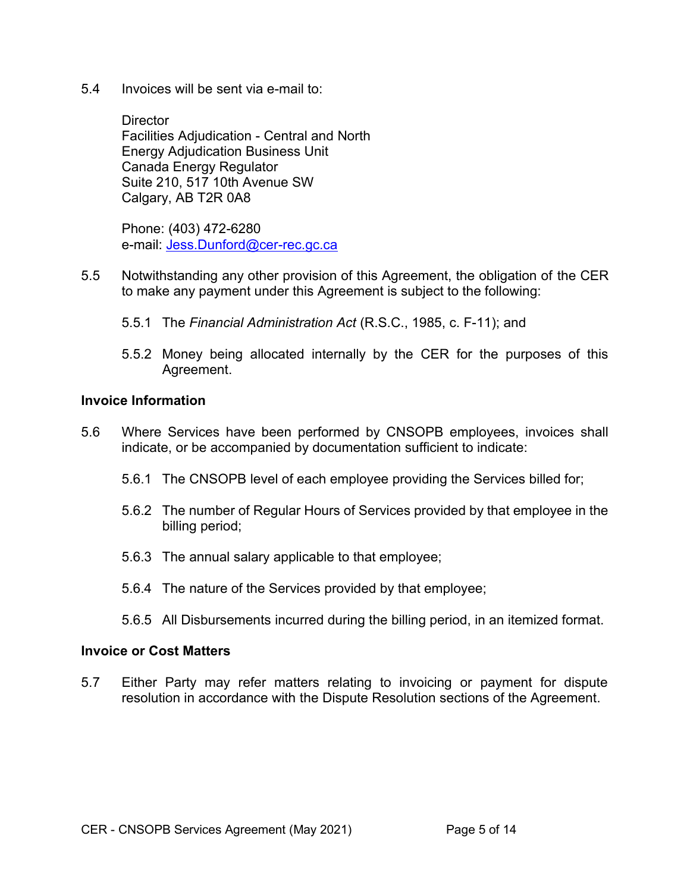5.4 Invoices will be sent via e-mail to:

Director
Facilities Adjudication - Central and North
Energy Adjudication Business Unit
Canada Energy Regulator
Suite 210, 517 10th Avenue SW
Calgary, AB T2R 0A8

Phone: (403) 472-6280
e-mail: [Jess.Dunford@cer-rec.gc.ca](mailto:Jess.Dunford@cer-rec.gc.ca)

5.5 Notwithstanding any other provision of this Agreement, the obligation of the CER to make any payment under this Agreement is subject to the following:

5.5.1 The *Financial Administration Act* (R.S.C., 1985, c. F-11); and

5.5.2 Money being allocated internally by the CER for the purposes of this Agreement.

**Invoice Information**

5.6 Where Services have been performed by CNSOPB employees, invoices shall indicate, or be accompanied by documentation sufficient to indicate:

5.6.1 The CNSOPB level of each employee providing the Services billed for;

5.6.2 The number of Regular Hours of Services provided by that employee in the billing period;

5.6.3 The annual salary applicable to that employee;

5.6.4 The nature of the Services provided by that employee;

5.6.5 All Disbursements incurred during the billing period, in an itemized format.

**Invoice or Cost Matters**

5.7 Either Party may refer matters relating to invoicing or payment for dispute resolution in accordance with the Dispute Resolution sections of the Agreement.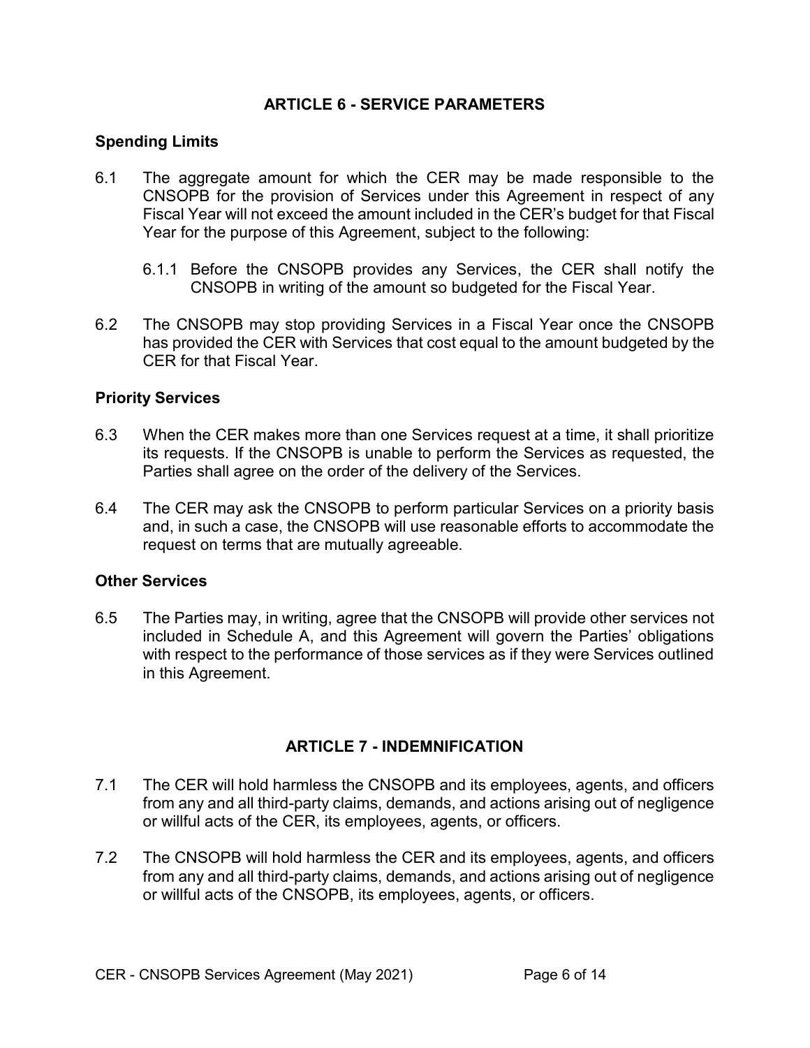## ARTICLE 6 - SERVICE PARAMETERS

### Spending Limits

6.1 The aggregate amount for which the CER may be made responsible to the CNSOPB for the provision of Services under this Agreement in respect of any Fiscal Year will not exceed the amount included in the CER's budget for that Fiscal Year for the purpose of this Agreement, subject to the following:

6.1.1 Before the CNSOPB provides any Services, the CER shall notify the CNSOPB in writing of the amount so budgeted for the Fiscal Year.

6.2 The CNSOPB may stop providing Services in a Fiscal Year once the CNSOPB has provided the CER with Services that cost equal to the amount budgeted by the CER for that Fiscal Year.

### Priority Services

6.3 When the CER makes more than one Services request at a time, it shall prioritize its requests. If the CNSOPB is unable to perform the Services as requested, the Parties shall agree on the order of the delivery of the Services.

6.4 The CER may ask the CNSOPB to perform particular Services on a priority basis and, in such a case, the CNSOPB will use reasonable efforts to accommodate the request on terms that are mutually agreeable.

### Other Services

6.5 The Parties may, in writing, agree that the CNSOPB will provide other services not included in Schedule A, and this Agreement will govern the Parties' obligations with respect to the performance of those services as if they were Services outlined in this Agreement.

## ARTICLE 7 - INDEMNIFICATION

7.1 The CER will hold harmless the CNSOPB and its employees, agents, and officers from any and all third-party claims, demands, and actions arising out of negligence or willful acts of the CER, its employees, agents, or officers.

7.2 The CNSOPB will hold harmless the CER and its employees, agents, and officers from any and all third-party claims, demands, and actions arising out of negligence or willful acts of the CNSOPB, its employees, agents, or officers.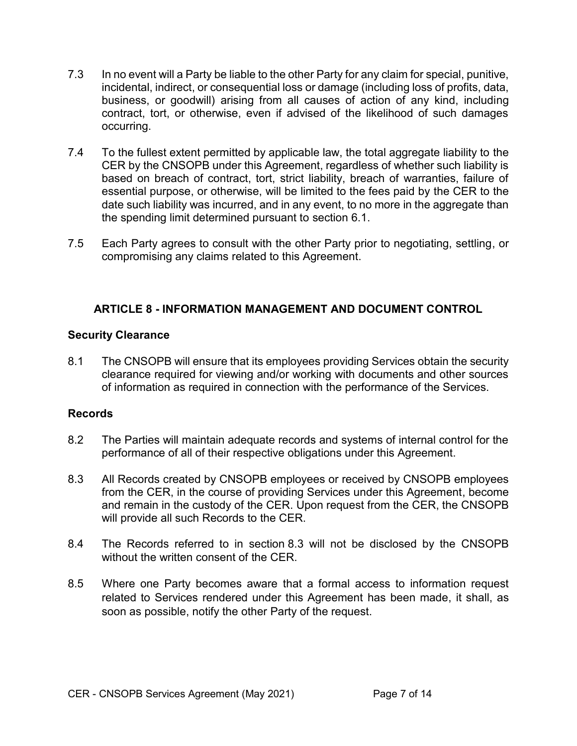7.3 In no event will a Party be liable to the other Party for any claim for special, punitive, incidental, indirect, or consequential loss or damage (including loss of profits, data, business, or goodwill) arising from all causes of action of any kind, including contract, tort, or otherwise, even if advised of the likelihood of such damages occurring.

7.4 To the fullest extent permitted by applicable law, the total aggregate liability to the CER by the CNSOPB under this Agreement, regardless of whether such liability is based on breach of contract, tort, strict liability, breach of warranties, failure of essential purpose, or otherwise, will be limited to the fees paid by the CER to the date such liability was incurred, and in any event, to no more in the aggregate than the spending limit determined pursuant to section 6.1.

7.5 Each Party agrees to consult with the other Party prior to negotiating, settling, or compromising any claims related to this Agreement.

## ARTICLE 8 - INFORMATION MANAGEMENT AND DOCUMENT CONTROL

### Security Clearance

8.1 The CNSOPB will ensure that its employees providing Services obtain the security clearance required for viewing and/or working with documents and other sources of information as required in connection with the performance of the Services.

### Records

8.2 The Parties will maintain adequate records and systems of internal control for the performance of all of their respective obligations under this Agreement.

8.3 All Records created by CNSOPB employees or received by CNSOPB employees from the CER, in the course of providing Services under this Agreement, become and remain in the custody of the CER. Upon request from the CER, the CNSOPB will provide all such Records to the CER.

8.4 The Records referred to in section 8.3 will not be disclosed by the CNSOPB without the written consent of the CER.

8.5 Where one Party becomes aware that a formal access to information request related to Services rendered under this Agreement has been made, it shall, as soon as possible, notify the other Party of the request.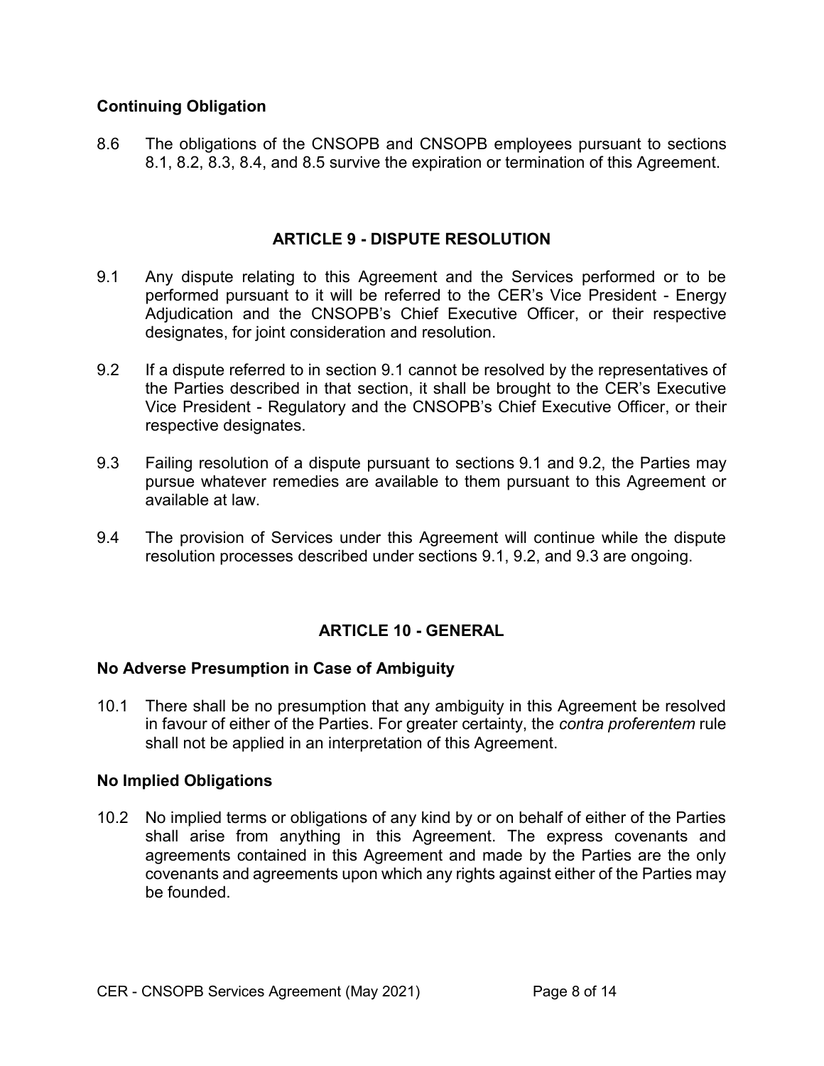**Continuing Obligation**

8.6 The obligations of the CNSOPB and CNSOPB employees pursuant to sections 8.1, 8.2, 8.3, 8.4, and 8.5 survive the expiration or termination of this Agreement.

## ARTICLE 9 - DISPUTE RESOLUTION

9.1 Any dispute relating to this Agreement and the Services performed or to be performed pursuant to it will be referred to the CER's Vice President - Energy Adjudication and the CNSOPB's Chief Executive Officer, or their respective designates, for joint consideration and resolution.

9.2 If a dispute referred to in section 9.1 cannot be resolved by the representatives of the Parties described in that section, it shall be brought to the CER's Executive Vice President - Regulatory and the CNSOPB's Chief Executive Officer, or their respective designates.

9.3 Failing resolution of a dispute pursuant to sections 9.1 and 9.2, the Parties may pursue whatever remedies are available to them pursuant to this Agreement or available at law.

9.4 The provision of Services under this Agreement will continue while the dispute resolution processes described under sections 9.1, 9.2, and 9.3 are ongoing.

## ARTICLE 10 - GENERAL

**No Adverse Presumption in Case of Ambiguity**

10.1 There shall be no presumption that any ambiguity in this Agreement be resolved in favour of either of the Parties. For greater certainty, the *contra proferentem* rule shall not be applied in an interpretation of this Agreement.

**No Implied Obligations**

10.2 No implied terms or obligations of any kind by or on behalf of either of the Parties shall arise from anything in this Agreement. The express covenants and agreements contained in this Agreement and made by the Parties are the only covenants and agreements upon which any rights against either of the Parties may be founded.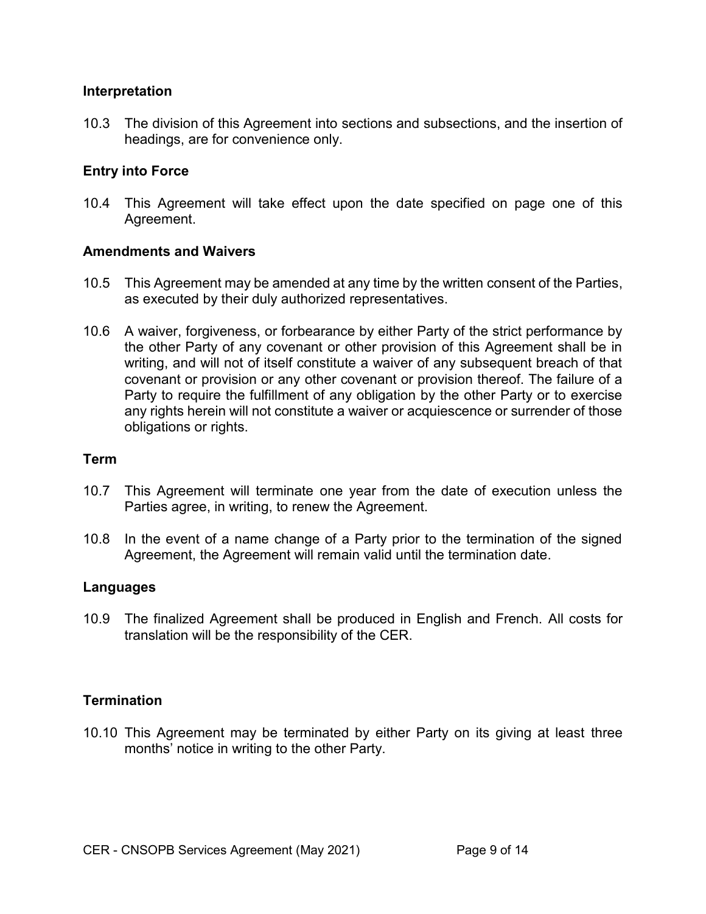**Interpretation**

10.3 The division of this Agreement into sections and subsections, and the insertion of headings, are for convenience only.

**Entry into Force**

10.4 This Agreement will take effect upon the date specified on page one of this Agreement.

**Amendments and Waivers**

10.5 This Agreement may be amended at any time by the written consent of the Parties, as executed by their duly authorized representatives.

10.6 A waiver, forgiveness, or forbearance by either Party of the strict performance by the other Party of any covenant or other provision of this Agreement shall be in writing, and will not of itself constitute a waiver of any subsequent breach of that covenant or provision or any other covenant or provision thereof. The failure of a Party to require the fulfillment of any obligation by the other Party or to exercise any rights herein will not constitute a waiver or acquiescence or surrender of those obligations or rights.

**Term**

10.7 This Agreement will terminate one year from the date of execution unless the Parties agree, in writing, to renew the Agreement.

10.8 In the event of a name change of a Party prior to the termination of the signed Agreement, the Agreement will remain valid until the termination date.

**Languages**

10.9 The finalized Agreement shall be produced in English and French. All costs for translation will be the responsibility of the CER.

**Termination**

10.10 This Agreement may be terminated by either Party on its giving at least three months' notice in writing to the other Party.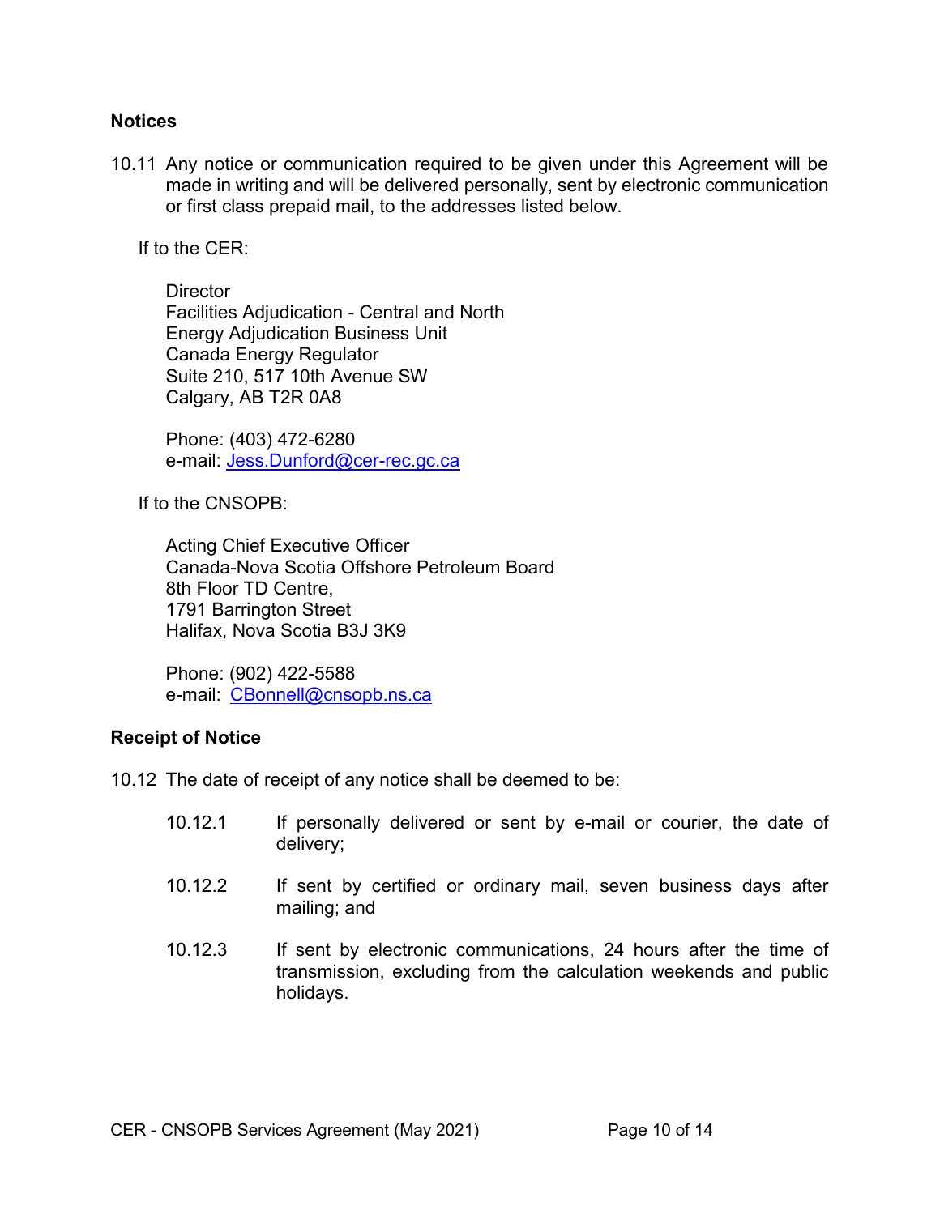## Notices

10.11 Any notice or communication required to be given under this Agreement will be made in writing and will be delivered personally, sent by electronic communication or first class prepaid mail, to the addresses listed below.

If to the CER:

Director
Facilities Adjudication - Central and North
Energy Adjudication Business Unit
Canada Energy Regulator
Suite 210, 517 10th Avenue SW
Calgary, AB T2R 0A8

Phone: (403) 472-6280
e-mail: Jess.Dunford@cer-rec.gc.ca

If to the CNSOPB:

Acting Chief Executive Officer
Canada-Nova Scotia Offshore Petroleum Board
8th Floor TD Centre,
1791 Barrington Street
Halifax, Nova Scotia B3J 3K9

Phone: (902) 422-5588
e-mail: CBonnell@cnsopb.ns.ca

## Receipt of Notice

10.12 The date of receipt of any notice shall be deemed to be:

10.12.1 If personally delivered or sent by e-mail or courier, the date of delivery;

10.12.2 If sent by certified or ordinary mail, seven business days after mailing; and

10.12.3 If sent by electronic communications, 24 hours after the time of transmission, excluding from the calculation weekends and public holidays.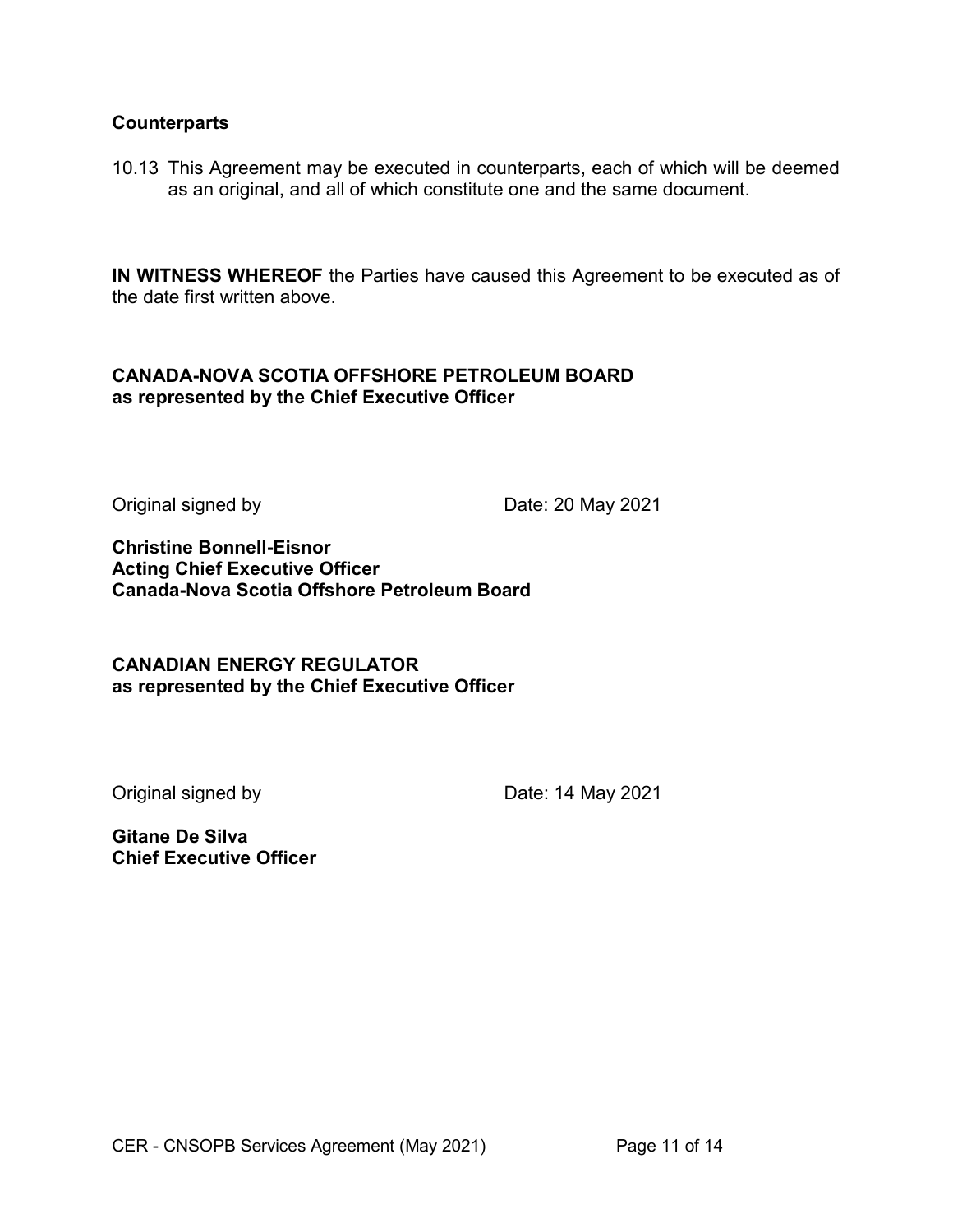**Counterparts**

10.13 This Agreement may be executed in counterparts, each of which will be deemed as an original, and all of which constitute one and the same document.

**IN WITNESS WHEREOF** the Parties have caused this Agreement to be executed as of the date first written above.

**CANADA-NOVA SCOTIA OFFSHORE PETROLEUM BOARD**
**as represented by the Chief Executive Officer**

Original signed by Date: 20 May 2021

**Christine Bonnell-Eisnor**
**Acting Chief Executive Officer**
**Canada-Nova Scotia Offshore Petroleum Board**

**CANADIAN ENERGY REGULATOR**
**as represented by the Chief Executive Officer**

Original signed by Date: 14 May 2021

**Gitane De Silva**
**Chief Executive Officer**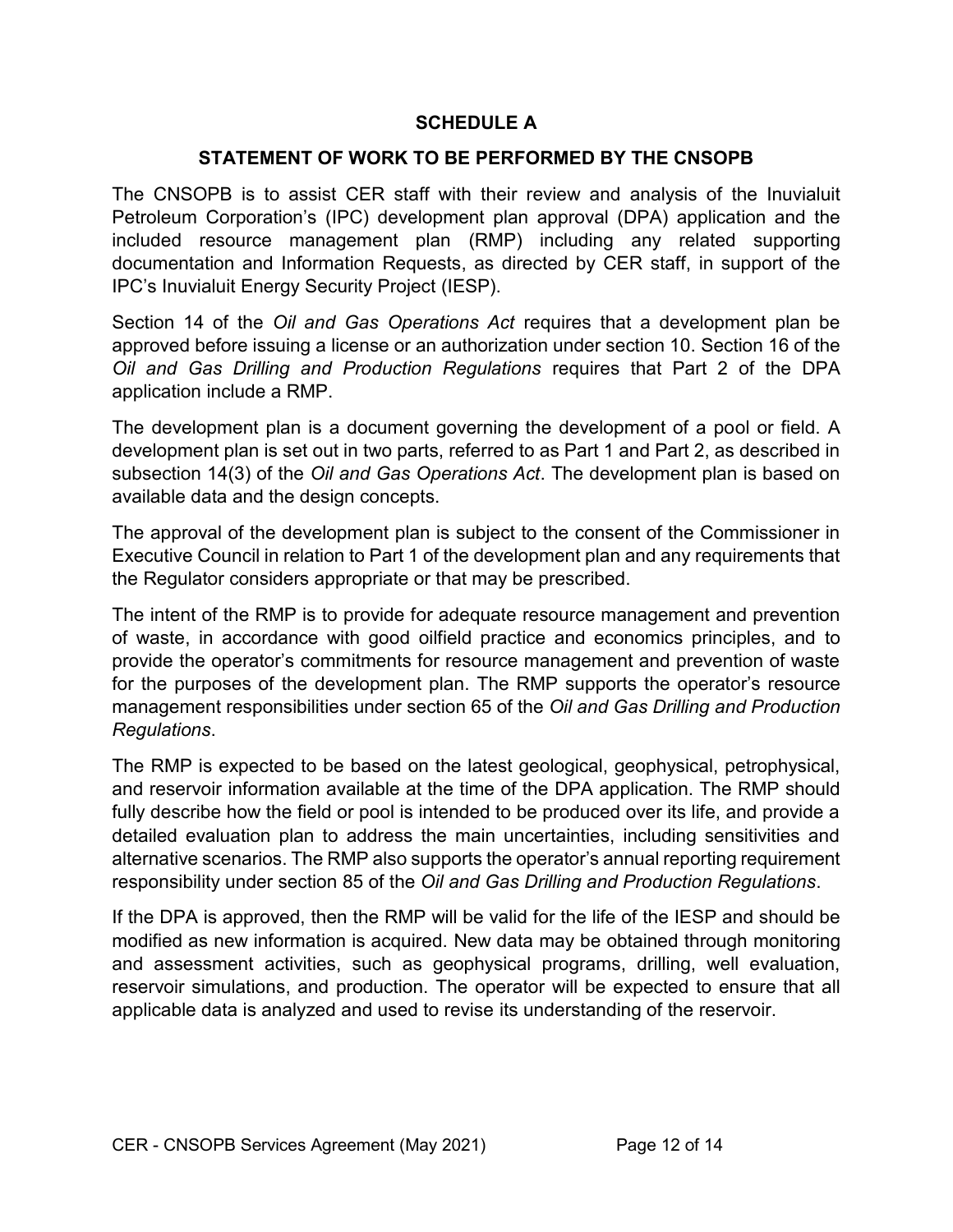# SCHEDULE A

## STATEMENT OF WORK TO BE PERFORMED BY THE CNSOPB

The CNSOPB is to assist CER staff with their review and analysis of the Inuvialuit Petroleum Corporation's (IPC) development plan approval (DPA) application and the included resource management plan (RMP) including any related supporting documentation and Information Requests, as directed by CER staff, in support of the IPC's Inuvialuit Energy Security Project (IESP).

Section 14 of the *Oil and Gas Operations Act* requires that a development plan be approved before issuing a license or an authorization under section 10. Section 16 of the *Oil and Gas Drilling and Production Regulations* requires that Part 2 of the DPA application include a RMP.

The development plan is a document governing the development of a pool or field. A development plan is set out in two parts, referred to as Part 1 and Part 2, as described in subsection 14(3) of the *Oil and Gas Operations Act*. The development plan is based on available data and the design concepts.

The approval of the development plan is subject to the consent of the Commissioner in Executive Council in relation to Part 1 of the development plan and any requirements that the Regulator considers appropriate or that may be prescribed.

The intent of the RMP is to provide for adequate resource management and prevention of waste, in accordance with good oilfield practice and economics principles, and to provide the operator's commitments for resource management and prevention of waste for the purposes of the development plan. The RMP supports the operator's resource management responsibilities under section 65 of the *Oil and Gas Drilling and Production Regulations*.

The RMP is expected to be based on the latest geological, geophysical, petrophysical, and reservoir information available at the time of the DPA application. The RMP should fully describe how the field or pool is intended to be produced over its life, and provide a detailed evaluation plan to address the main uncertainties, including sensitivities and alternative scenarios. The RMP also supports the operator's annual reporting requirement responsibility under section 85 of the *Oil and Gas Drilling and Production Regulations*.

If the DPA is approved, then the RMP will be valid for the life of the IESP and should be modified as new information is acquired. New data may be obtained through monitoring and assessment activities, such as geophysical programs, drilling, well evaluation, reservoir simulations, and production. The operator will be expected to ensure that all applicable data is analyzed and used to revise its understanding of the reservoir.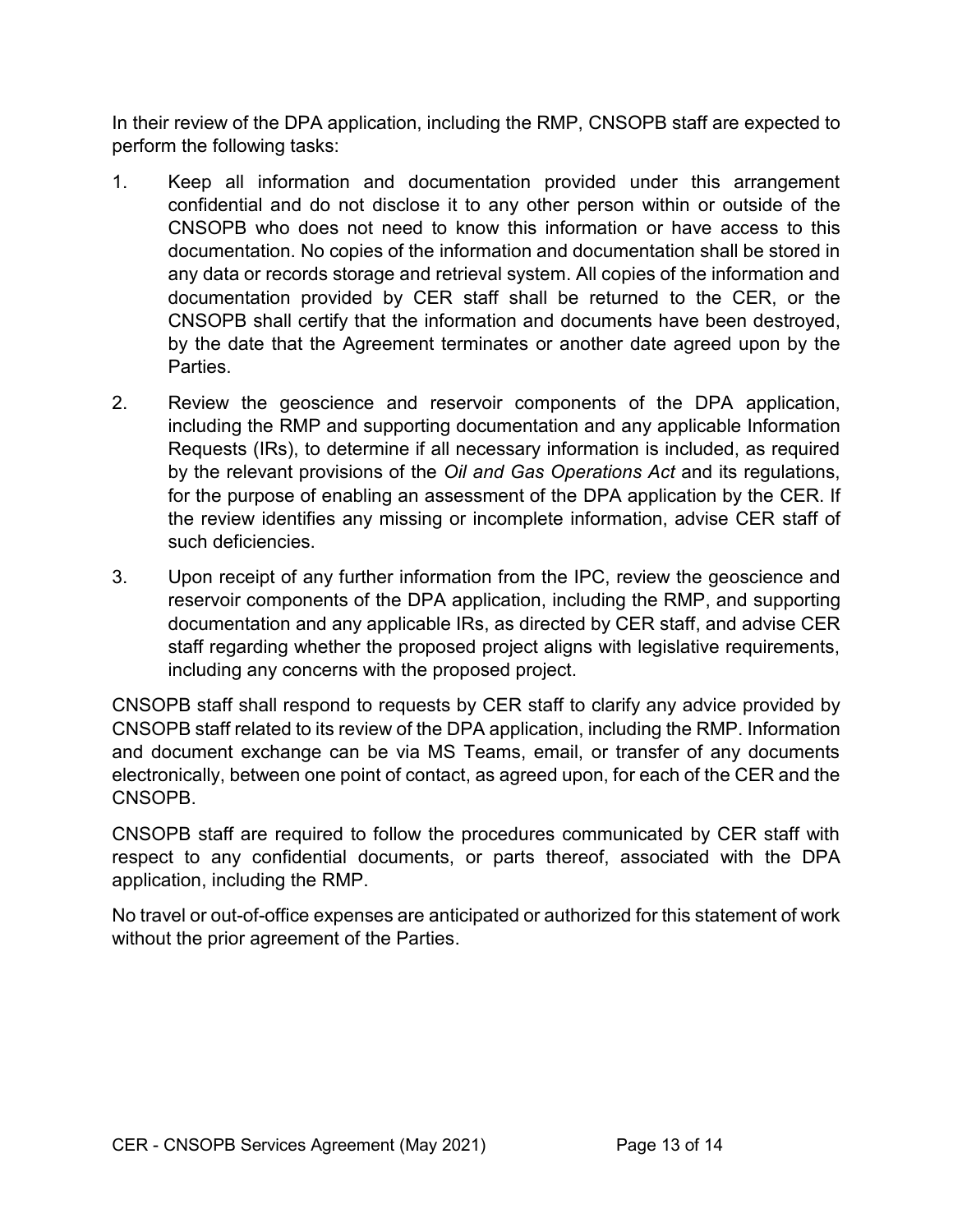In their review of the DPA application, including the RMP, CNSOPB staff are expected to perform the following tasks:

1. Keep all information and documentation provided under this arrangement confidential and do not disclose it to any other person within or outside of the CNSOPB who does not need to know this information or have access to this documentation. No copies of the information and documentation shall be stored in any data or records storage and retrieval system. All copies of the information and documentation provided by CER staff shall be returned to the CER, or the CNSOPB shall certify that the information and documents have been destroyed, by the date that the Agreement terminates or another date agreed upon by the Parties.

2. Review the geoscience and reservoir components of the DPA application, including the RMP and supporting documentation and any applicable Information Requests (IRs), to determine if all necessary information is included, as required by the relevant provisions of the *Oil and Gas Operations Act* and its regulations, for the purpose of enabling an assessment of the DPA application by the CER. If the review identifies any missing or incomplete information, advise CER staff of such deficiencies.

3. Upon receipt of any further information from the IPC, review the geoscience and reservoir components of the DPA application, including the RMP, and supporting documentation and any applicable IRs, as directed by CER staff, and advise CER staff regarding whether the proposed project aligns with legislative requirements, including any concerns with the proposed project.

CNSOPB staff shall respond to requests by CER staff to clarify any advice provided by CNSOPB staff related to its review of the DPA application, including the RMP. Information and document exchange can be via MS Teams, email, or transfer of any documents electronically, between one point of contact, as agreed upon, for each of the CER and the CNSOPB.

CNSOPB staff are required to follow the procedures communicated by CER staff with respect to any confidential documents, or parts thereof, associated with the DPA application, including the RMP.

No travel or out-of-office expenses are anticipated or authorized for this statement of work without the prior agreement of the Parties.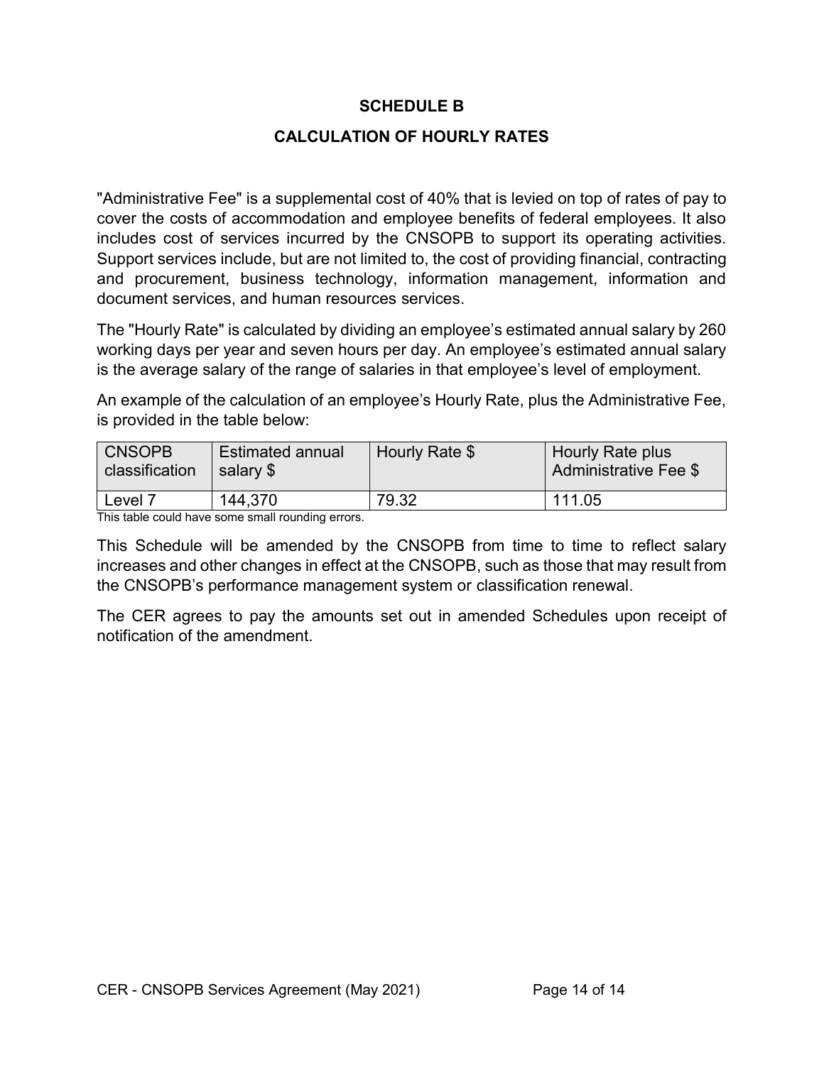## SCHEDULE B

## CALCULATION OF HOURLY RATES

"Administrative Fee" is a supplemental cost of 40% that is levied on top of rates of pay to cover the costs of accommodation and employee benefits of federal employees. It also includes cost of services incurred by the CNSOPB to support its operating activities. Support services include, but are not limited to, the cost of providing financial, contracting and procurement, business technology, information management, information and document services, and human resources services.

The "Hourly Rate" is calculated by dividing an employee's estimated annual salary by 260 working days per year and seven hours per day. An employee's estimated annual salary is the average salary of the range of salaries in that employee's level of employment.

An example of the calculation of an employee's Hourly Rate, plus the Administrative Fee, is provided in the table below:

| CNSOPB classification | Estimated annual salary $ | Hourly Rate $ | Hourly Rate plus Administrative Fee $ |
|---|---|---|---|
| Level 7 | 144,370 | 79.32 | 111.05 |

This table could have some small rounding errors.

This Schedule will be amended by the CNSOPB from time to time to reflect salary increases and other changes in effect at the CNSOPB, such as those that may result from the CNSOPB's performance management system or classification renewal.

The CER agrees to pay the amounts set out in amended Schedules upon receipt of notification of the amendment.